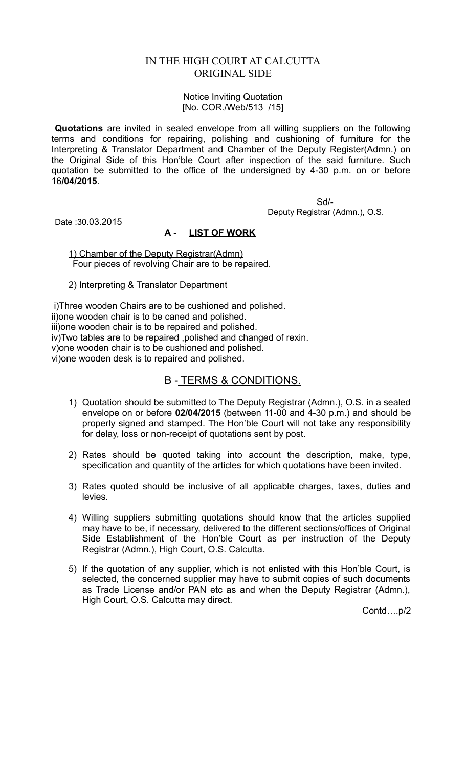# IN THE HIGH COURT AT CALCUTTA
## ORIGINAL SIDE

Notice Inviting Quotation
[No. COR./Web/513 /15]

**Quotations** are invited in sealed envelope from all willing suppliers on the following terms and conditions for repairing, polishing and cushioning of furniture for the Interpreting & Translator Department and Chamber of the Deputy Register(Admn.) on the Original Side of this Hon'ble Court after inspection of the said furniture. Such quotation be submitted to the office of the undersigned by 4-30 p.m. on or before 16**/04/2015**.

Sd/-
Deputy Registrar (Admn.), O.S.

Date :30.03.2015

### A - LIST OF WORK

1) Chamber of the Deputy Registrar(Admn)
Four pieces of revolving Chair are to be repaired.

2) Interpreting & Translator Department

i)Three wooden Chairs are to be cushioned and polished.
ii)one wooden chair is to be caned and polished.
iii)one wooden chair is to be repaired and polished.
iv)Two tables are to be repaired ,polished and changed of rexin.
v)one wooden chair is to be cushioned and polished.
vi)one wooden desk is to repaired and polished.

### B - TERMS & CONDITIONS.

1) Quotation should be submitted to The Deputy Registrar (Admn.), O.S. in a sealed envelope on or before **02/04/2015** (between 11-00 and 4-30 p.m.) and should be properly signed and stamped. The Hon'ble Court will not take any responsibility for delay, loss or non-receipt of quotations sent by post.

2) Rates should be quoted taking into account the description, make, type, specification and quantity of the articles for which quotations have been invited.

3) Rates quoted should be inclusive of all applicable charges, taxes, duties and levies.

4) Willing suppliers submitting quotations should know that the articles supplied may have to be, if necessary, delivered to the different sections/offices of Original Side Establishment of the Hon'ble Court as per instruction of the Deputy Registrar (Admn.), High Court, O.S. Calcutta.

5) If the quotation of any supplier, which is not enlisted with this Hon'ble Court, is selected, the concerned supplier may have to submit copies of such documents as Trade License and/or PAN etc as and when the Deputy Registrar (Admn.), High Court, O.S. Calcutta may direct.

Contd….p/2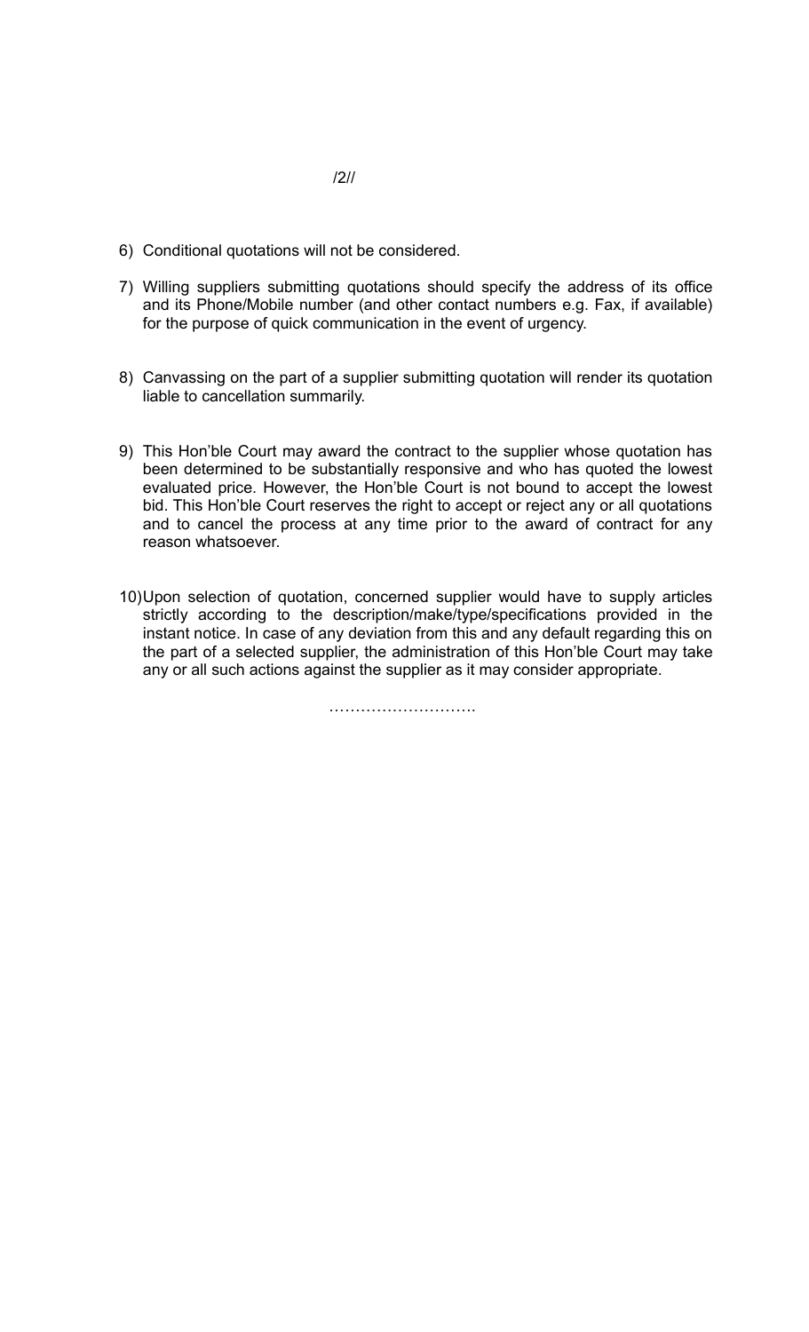6) Conditional quotations will not be considered.

7) Willing suppliers submitting quotations should specify the address of its office and its Phone/Mobile number (and other contact numbers e.g. Fax, if available) for the purpose of quick communication in the event of urgency.

8) Canvassing on the part of a supplier submitting quotation will render its quotation liable to cancellation summarily.

9) This Hon'ble Court may award the contract to the supplier whose quotation has been determined to be substantially responsive and who has quoted the lowest evaluated price. However, the Hon'ble Court is not bound to accept the lowest bid. This Hon'ble Court reserves the right to accept or reject any or all quotations and to cancel the process at any time prior to the award of contract for any reason whatsoever.

10) Upon selection of quotation, concerned supplier would have to supply articles strictly according to the description/make/type/specifications provided in the instant notice. In case of any deviation from this and any default regarding this on the part of a selected supplier, the administration of this Hon'ble Court may take any or all such actions against the supplier as it may consider appropriate.

……………………….